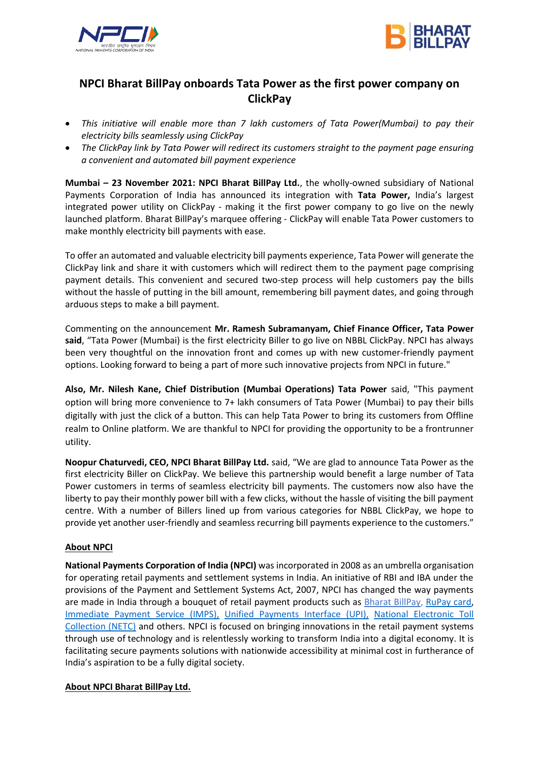# NPCI Bharat BillPay onboards Tata Power as the first power company on ClickPay

- *This initiative will enable more than 7 lakh customers of Tata Power(Mumbai) to pay their electricity bills seamlessly using ClickPay*
- *The ClickPay link by Tata Power will redirect its customers straight to the payment page ensuring a convenient and automated bill payment experience*

**Mumbai – 23 November 2021: NPCI Bharat BillPay Ltd.**, the wholly-owned subsidiary of National Payments Corporation of India has announced its integration with **Tata Power,** India's largest integrated power utility on ClickPay - making it the first power company to go live on the newly launched platform. Bharat BillPay's marquee offering - ClickPay will enable Tata Power customers to make monthly electricity bill payments with ease.

To offer an automated and valuable electricity bill payments experience, Tata Power will generate the ClickPay link and share it with customers which will redirect them to the payment page comprising payment details. This convenient and secured two-step process will help customers pay the bills without the hassle of putting in the bill amount, remembering bill payment dates, and going through arduous steps to make a bill payment.

Commenting on the announcement **Mr. Ramesh Subramanyam, Chief Finance Officer, Tata Power said**, "Tata Power (Mumbai) is the first electricity Biller to go live on NBBL ClickPay. NPCI has always been very thoughtful on the innovation front and comes up with new customer-friendly payment options. Looking forward to being a part of more such innovative projects from NPCI in future."

**Also, Mr. Nilesh Kane, Chief Distribution (Mumbai Operations) Tata Power** said, "This payment option will bring more convenience to 7+ lakh consumers of Tata Power (Mumbai) to pay their bills digitally with just the click of a button. This can help Tata Power to bring its customers from Offline realm to Online platform. We are thankful to NPCI for providing the opportunity to be a frontrunner utility.

**Noopur Chaturvedi, CEO, NPCI Bharat BillPay Ltd.** said, "We are glad to announce Tata Power as the first electricity Biller on ClickPay. We believe this partnership would benefit a large number of Tata Power customers in terms of seamless electricity bill payments. The customers now also have the liberty to pay their monthly power bill with a few clicks, without the hassle of visiting the bill payment centre. With a number of Billers lined up from various categories for NBBL ClickPay, we hope to provide yet another user-friendly and seamless recurring bill payments experience to the customers."

## About NPCI

**National Payments Corporation of India (NPCI)** was incorporated in 2008 as an umbrella organisation for operating retail payments and settlement systems in India. An initiative of RBI and IBA under the provisions of the Payment and Settlement Systems Act, 2007, NPCI has changed the way payments are made in India through a bouquet of retail payment products such as Bharat BillPay, RuPay card, Immediate Payment Service (IMPS), Unified Payments Interface (UPI), National Electronic Toll Collection (NETC) and others. NPCI is focused on bringing innovations in the retail payment systems through use of technology and is relentlessly working to transform India into a digital economy. It is facilitating secure payments solutions with nationwide accessibility at minimal cost in furtherance of India's aspiration to be a fully digital society.

## About NPCI Bharat BillPay Ltd.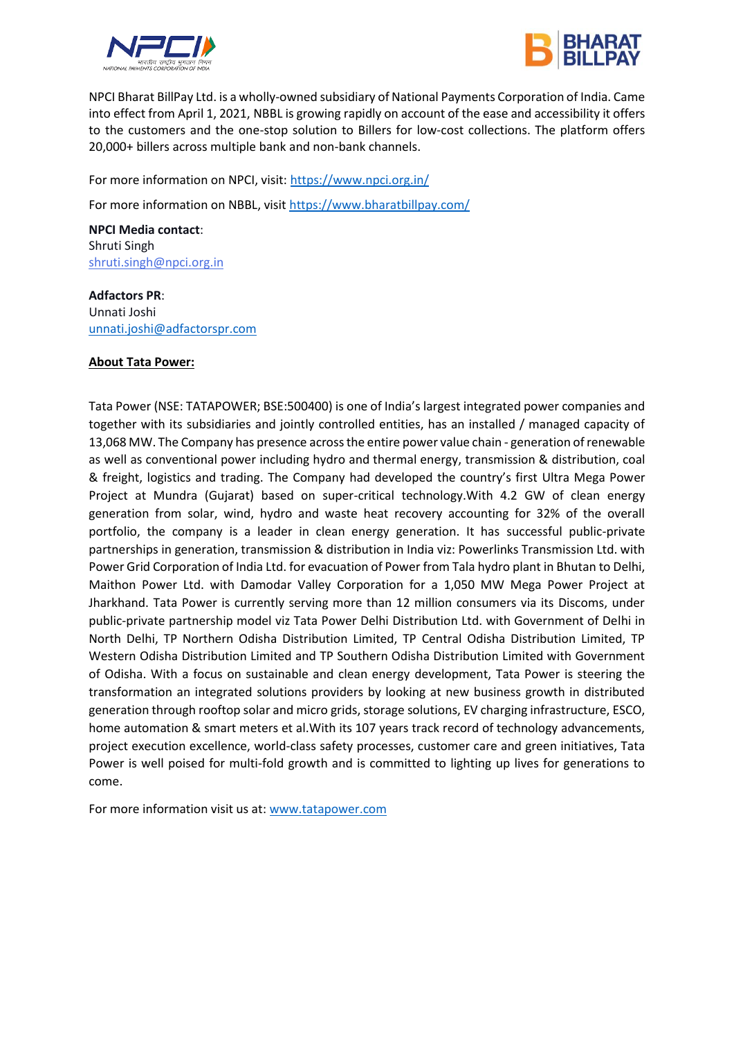NPCI Bharat BillPay Ltd. is a wholly-owned subsidiary of National Payments Corporation of India. Came into effect from April 1, 2021, NBBL is growing rapidly on account of the ease and accessibility it offers to the customers and the one-stop solution to Billers for low-cost collections. The platform offers 20,000+ billers across multiple bank and non-bank channels.

For more information on NPCI, visit: https://www.npci.org.in/

For more information on NBBL, visit https://www.bharatbillpay.com/

**NPCI Media contact**:
Shruti Singh
shruti.singh@npci.org.in

**Adfactors PR**:
Unnati Joshi
unnati.joshi@adfactorspr.com

**About Tata Power:**

Tata Power (NSE: TATAPOWER; BSE:500400) is one of India's largest integrated power companies and together with its subsidiaries and jointly controlled entities, has an installed / managed capacity of 13,068 MW. The Company has presence across the entire power value chain - generation of renewable as well as conventional power including hydro and thermal energy, transmission & distribution, coal & freight, logistics and trading. The Company had developed the country's first Ultra Mega Power Project at Mundra (Gujarat) based on super-critical technology.With 4.2 GW of clean energy generation from solar, wind, hydro and waste heat recovery accounting for 32% of the overall portfolio, the company is a leader in clean energy generation. It has successful public-private partnerships in generation, transmission & distribution in India viz: Powerlinks Transmission Ltd. with Power Grid Corporation of India Ltd. for evacuation of Power from Tala hydro plant in Bhutan to Delhi, Maithon Power Ltd. with Damodar Valley Corporation for a 1,050 MW Mega Power Project at Jharkhand. Tata Power is currently serving more than 12 million consumers via its Discoms, under public-private partnership model viz Tata Power Delhi Distribution Ltd. with Government of Delhi in North Delhi, TP Northern Odisha Distribution Limited, TP Central Odisha Distribution Limited, TP Western Odisha Distribution Limited and TP Southern Odisha Distribution Limited with Government of Odisha. With a focus on sustainable and clean energy development, Tata Power is steering the transformation an integrated solutions providers by looking at new business growth in distributed generation through rooftop solar and micro grids, storage solutions, EV charging infrastructure, ESCO, home automation & smart meters et al.With its 107 years track record of technology advancements, project execution excellence, world-class safety processes, customer care and green initiatives, Tata Power is well poised for multi-fold growth and is committed to lighting up lives for generations to come.

For more information visit us at: www.tatapower.com